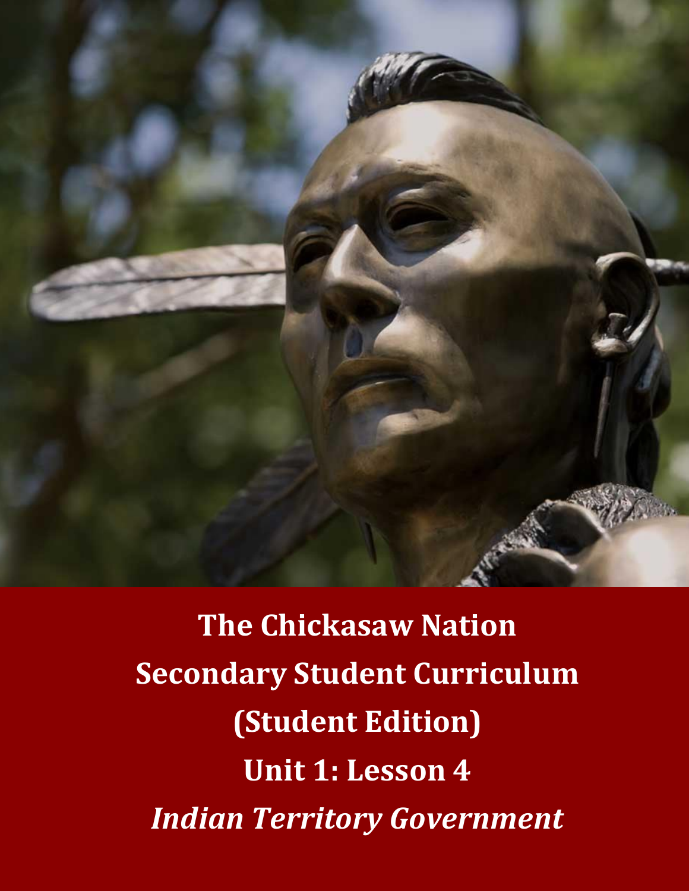# The Chickasaw Nation

# Secondary Student Curriculum

# (Student Edition)

# Unit 1: Lesson 4

# *Indian Territory Government*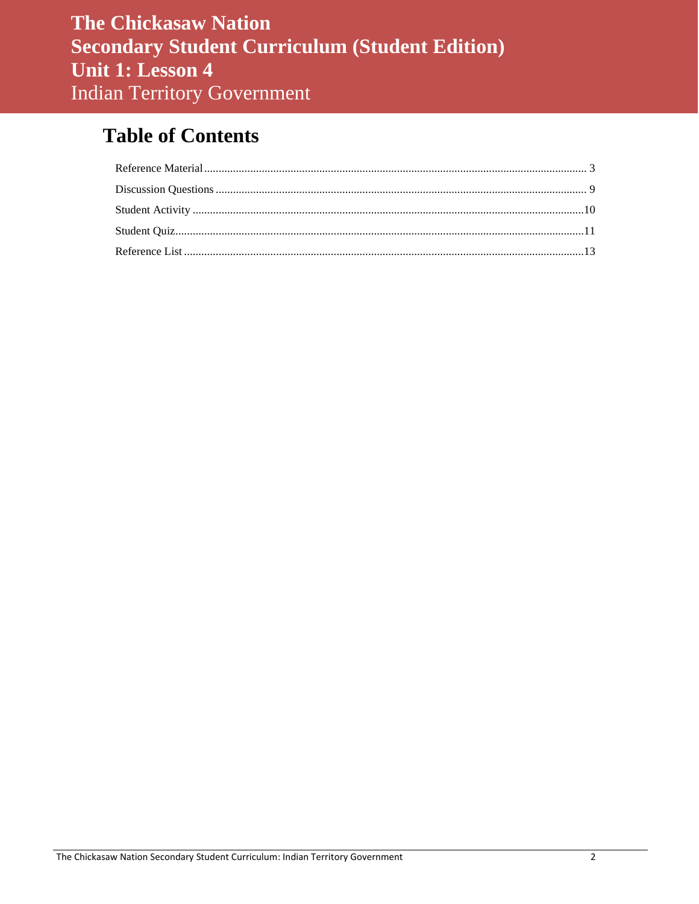# The Chickasaw Nation
# Secondary Student Curriculum (Student Edition)
# Unit 1: Lesson 4
## Indian Territory Government

## Table of Contents

Reference Material ........................................................... 3

Discussion Questions ........................................................... 9

Student Activity ........................................................... 10

Student Quiz ........................................................... 11

Reference List ........................................................... 13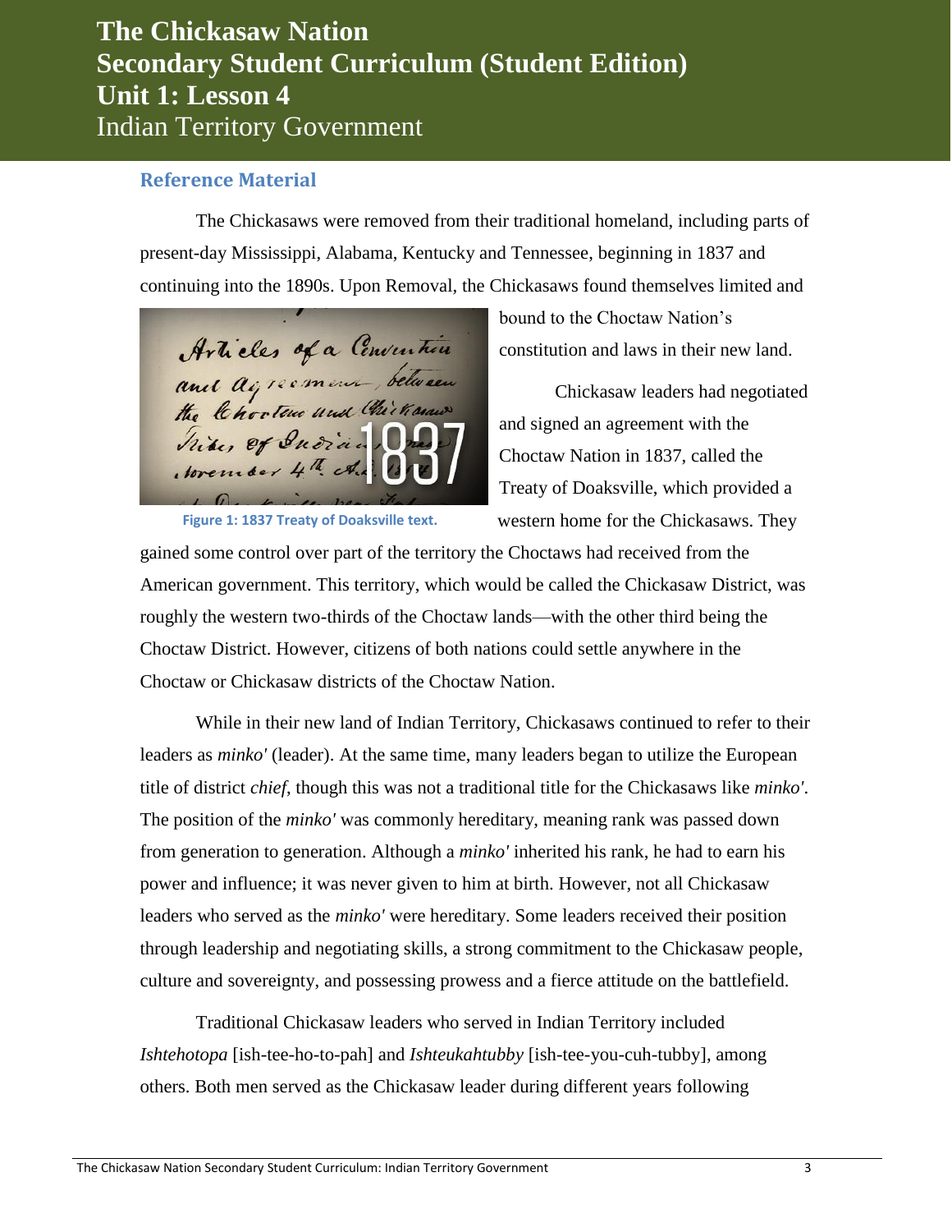# The Chickasaw Nation
# Secondary Student Curriculum (Student Edition)
# Unit 1: Lesson 4
# Indian Territory Government

## Reference Material

The Chickasaws were removed from their traditional homeland, including parts of present-day Mississippi, Alabama, Kentucky and Tennessee, beginning in 1837 and continuing into the 1890s. Upon Removal, the Chickasaws found themselves limited and bound to the Choctaw Nation's constitution and laws in their new land.

Figure 1: 1837 Treaty of Doaksville text.

Chickasaw leaders had negotiated and signed an agreement with the Choctaw Nation in 1837, called the Treaty of Doaksville, which provided a western home for the Chickasaws. They gained some control over part of the territory the Choctaws had received from the American government. This territory, which would be called the Chickasaw District, was roughly the western two-thirds of the Choctaw lands—with the other third being the Choctaw District. However, citizens of both nations could settle anywhere in the Choctaw or Chickasaw districts of the Choctaw Nation.

While in their new land of Indian Territory, Chickasaws continued to refer to their leaders as *minko'* (leader). At the same time, many leaders began to utilize the European title of district *chief*, though this was not a traditional title for the Chickasaws like *minko'*. The position of the *minko'* was commonly hereditary, meaning rank was passed down from generation to generation. Although a *minko'* inherited his rank, he had to earn his power and influence; it was never given to him at birth. However, not all Chickasaw leaders who served as the *minko'* were hereditary. Some leaders received their position through leadership and negotiating skills, a strong commitment to the Chickasaw people, culture and sovereignty, and possessing prowess and a fierce attitude on the battlefield.

Traditional Chickasaw leaders who served in Indian Territory included *Ishtehotopa* [ish-tee-ho-to-pah] and *Ishteukahtubby* [ish-tee-you-cuh-tubby], among others. Both men served as the Chickasaw leader during different years following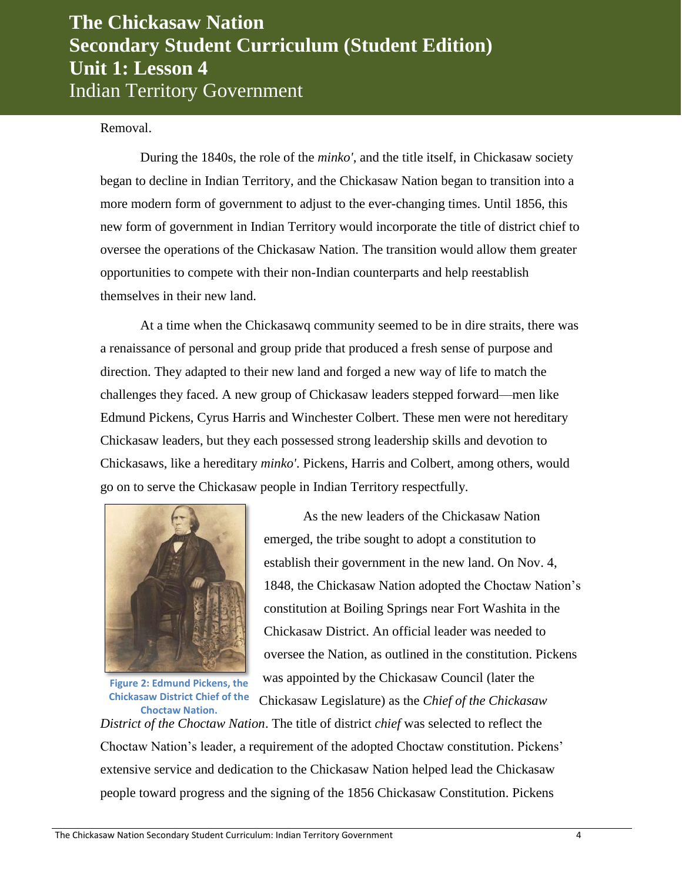Removal.

During the 1840s, the role of the *minko'*, and the title itself, in Chickasaw society began to decline in Indian Territory, and the Chickasaw Nation began to transition into a more modern form of government to adjust to the ever-changing times. Until 1856, this new form of government in Indian Territory would incorporate the title of district chief to oversee the operations of the Chickasaw Nation. The transition would allow them greater opportunities to compete with their non-Indian counterparts and help reestablish themselves in their new land.

At a time when the Chickasawq community seemed to be in dire straits, there was a renaissance of personal and group pride that produced a fresh sense of purpose and direction. They adapted to their new land and forged a new way of life to match the challenges they faced. A new group of Chickasaw leaders stepped forward—men like Edmund Pickens, Cyrus Harris and Winchester Colbert. These men were not hereditary Chickasaw leaders, but they each possessed strong leadership skills and devotion to Chickasaws, like a hereditary *minko'*. Pickens, Harris and Colbert, among others, would go on to serve the Chickasaw people in Indian Territory respectfully.

Figure 2: Edmund Pickens, the Chickasaw District Chief of the Choctaw Nation.

As the new leaders of the Chickasaw Nation emerged, the tribe sought to adopt a constitution to establish their government in the new land. On Nov. 4, 1848, the Chickasaw Nation adopted the Choctaw Nation's constitution at Boiling Springs near Fort Washita in the Chickasaw District. An official leader was needed to oversee the Nation, as outlined in the constitution. Pickens was appointed by the Chickasaw Council (later the Chickasaw Legislature) as the *Chief of the Chickasaw District of the Choctaw Nation*. The title of district *chief* was selected to reflect the Choctaw Nation's leader, a requirement of the adopted Choctaw constitution. Pickens' extensive service and dedication to the Chickasaw Nation helped lead the Chickasaw people toward progress and the signing of the 1856 Chickasaw Constitution. Pickens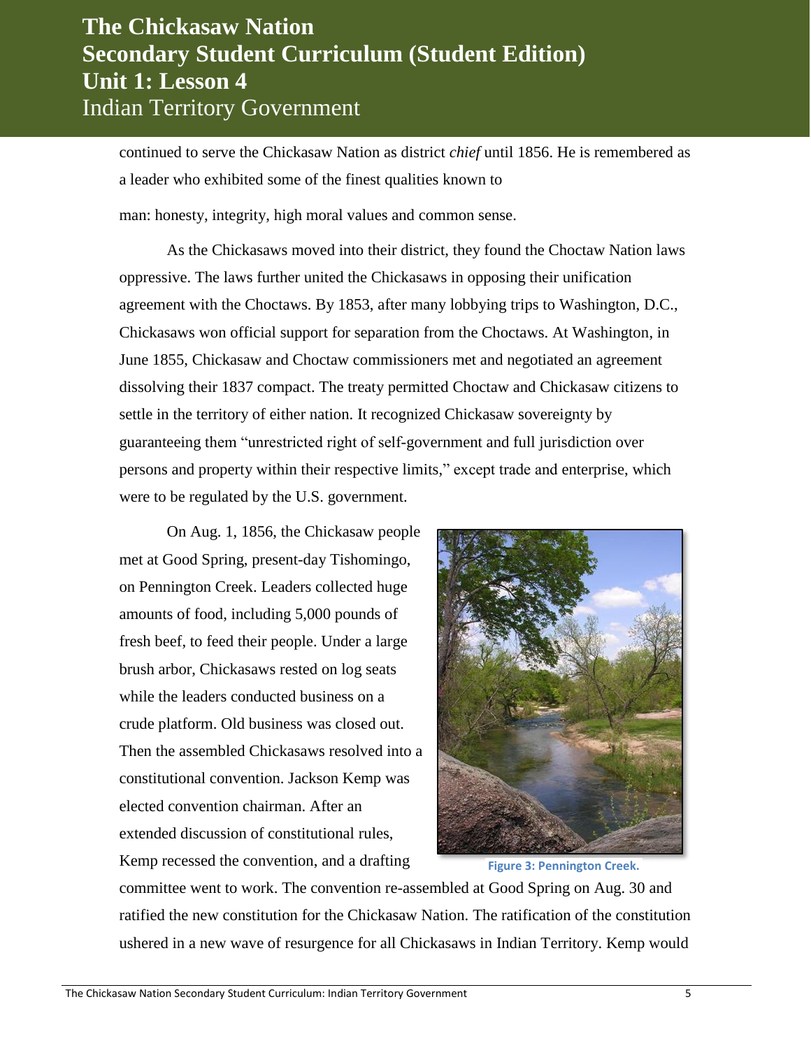continued to serve the Chickasaw Nation as district *chief* until 1856. He is remembered as a leader who exhibited some of the finest qualities known to man: honesty, integrity, high moral values and common sense.

As the Chickasaws moved into their district, they found the Choctaw Nation laws oppressive. The laws further united the Chickasaws in opposing their unification agreement with the Choctaws. By 1853, after many lobbying trips to Washington, D.C., Chickasaws won official support for separation from the Choctaws. At Washington, in June 1855, Chickasaw and Choctaw commissioners met and negotiated an agreement dissolving their 1837 compact. The treaty permitted Choctaw and Chickasaw citizens to settle in the territory of either nation. It recognized Chickasaw sovereignty by guaranteeing them "unrestricted right of self-government and full jurisdiction over persons and property within their respective limits," except trade and enterprise, which were to be regulated by the U.S. government.

On Aug. 1, 1856, the Chickasaw people met at Good Spring, present-day Tishomingo, on Pennington Creek. Leaders collected huge amounts of food, including 5,000 pounds of fresh beef, to feed their people. Under a large brush arbor, Chickasaws rested on log seats while the leaders conducted business on a crude platform. Old business was closed out. Then the assembled Chickasaws resolved into a constitutional convention. Jackson Kemp was elected convention chairman. After an extended discussion of constitutional rules, Kemp recessed the convention, and a drafting committee went to work. The convention re-assembled at Good Spring on Aug. 30 and ratified the new constitution for the Chickasaw Nation. The ratification of the constitution ushered in a new wave of resurgence for all Chickasaws in Indian Territory. Kemp would

Figure 3: Pennington Creek.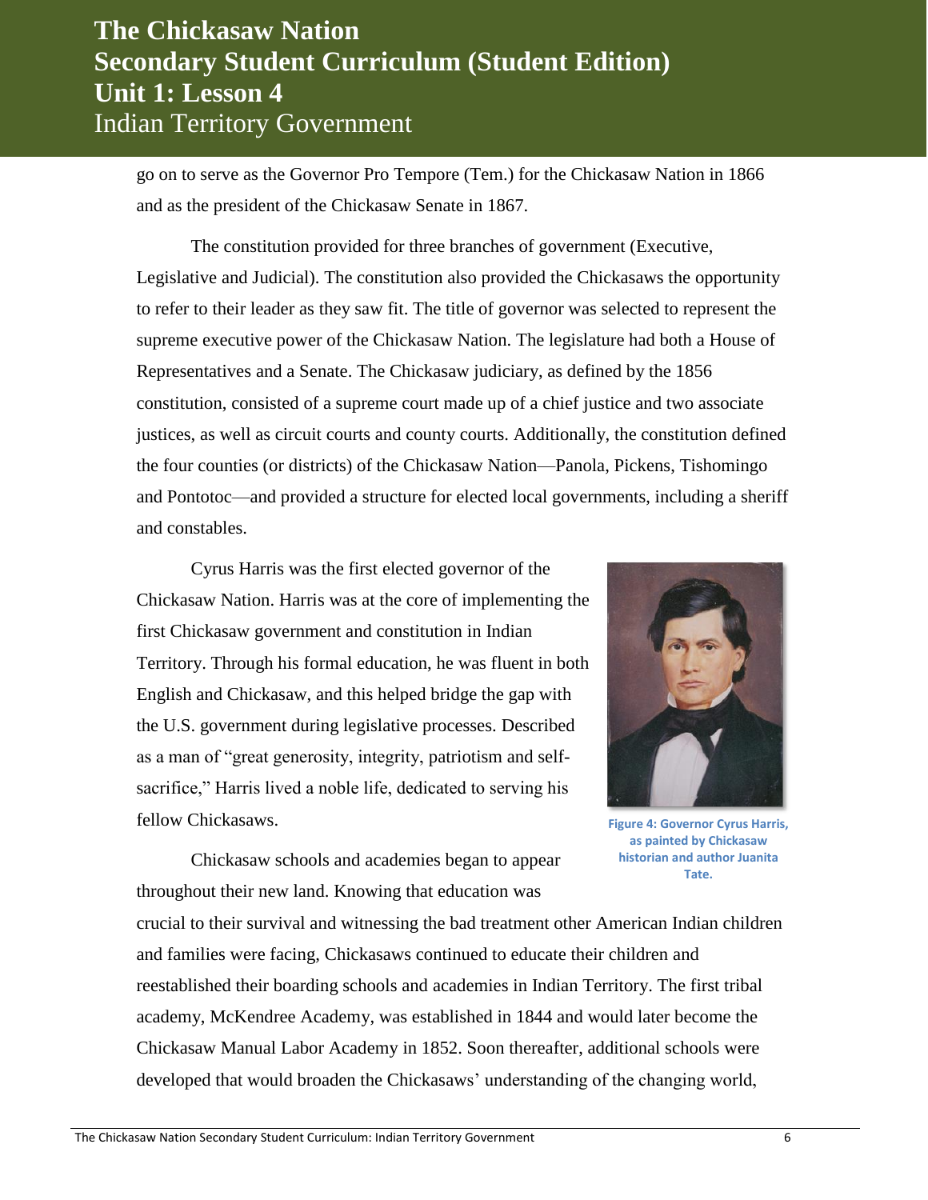go on to serve as the Governor Pro Tempore (Tem.) for the Chickasaw Nation in 1866 and as the president of the Chickasaw Senate in 1867.

The constitution provided for three branches of government (Executive, Legislative and Judicial). The constitution also provided the Chickasaws the opportunity to refer to their leader as they saw fit. The title of governor was selected to represent the supreme executive power of the Chickasaw Nation. The legislature had both a House of Representatives and a Senate. The Chickasaw judiciary, as defined by the 1856 constitution, consisted of a supreme court made up of a chief justice and two associate justices, as well as circuit courts and county courts. Additionally, the constitution defined the four counties (or districts) of the Chickasaw Nation—Panola, Pickens, Tishomingo and Pontotoc—and provided a structure for elected local governments, including a sheriff and constables.

Cyrus Harris was the first elected governor of the Chickasaw Nation. Harris was at the core of implementing the first Chickasaw government and constitution in Indian Territory. Through his formal education, he was fluent in both English and Chickasaw, and this helped bridge the gap with the U.S. government during legislative processes. Described as a man of "great generosity, integrity, patriotism and self-sacrifice," Harris lived a noble life, dedicated to serving his fellow Chickasaws.

**Figure 4: Governor Cyrus Harris, as painted by Chickasaw historian and author Juanita Tate.**

Chickasaw schools and academies began to appear throughout their new land. Knowing that education was crucial to their survival and witnessing the bad treatment other American Indian children and families were facing, Chickasaws continued to educate their children and reestablished their boarding schools and academies in Indian Territory. The first tribal academy, McKendree Academy, was established in 1844 and would later become the Chickasaw Manual Labor Academy in 1852. Soon thereafter, additional schools were developed that would broaden the Chickasaws' understanding of the changing world,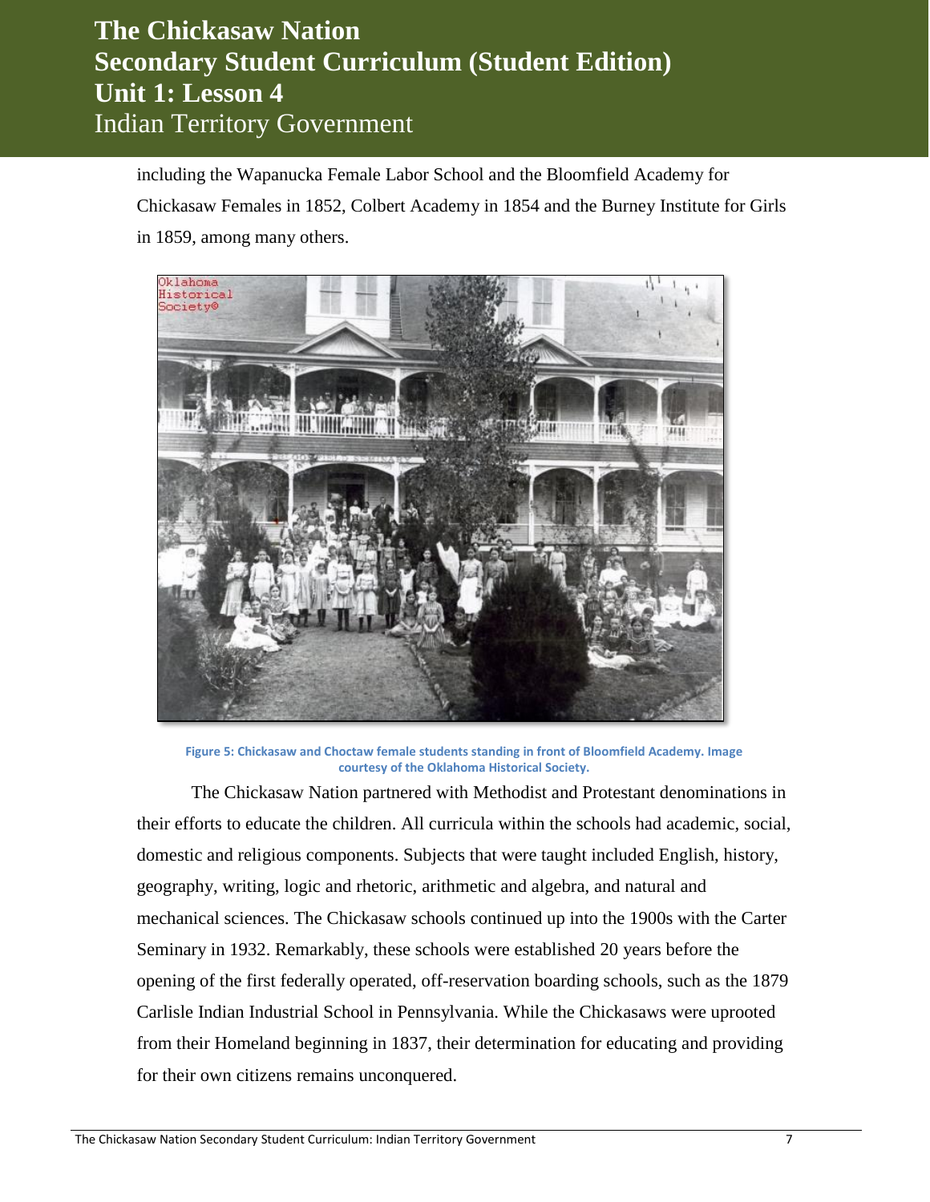including the Wapanucka Female Labor School and the Bloomfield Academy for Chickasaw Females in 1852, Colbert Academy in 1854 and the Burney Institute for Girls in 1859, among many others.

**Figure 5: Chickasaw and Choctaw female students standing in front of Bloomfield Academy. Image courtesy of the Oklahoma Historical Society.**

The Chickasaw Nation partnered with Methodist and Protestant denominations in their efforts to educate the children. All curricula within the schools had academic, social, domestic and religious components. Subjects that were taught included English, history, geography, writing, logic and rhetoric, arithmetic and algebra, and natural and mechanical sciences. The Chickasaw schools continued up into the 1900s with the Carter Seminary in 1932. Remarkably, these schools were established 20 years before the opening of the first federally operated, off-reservation boarding schools, such as the 1879 Carlisle Indian Industrial School in Pennsylvania. While the Chickasaws were uprooted from their Homeland beginning in 1837, their determination for educating and providing for their own citizens remains unconquered.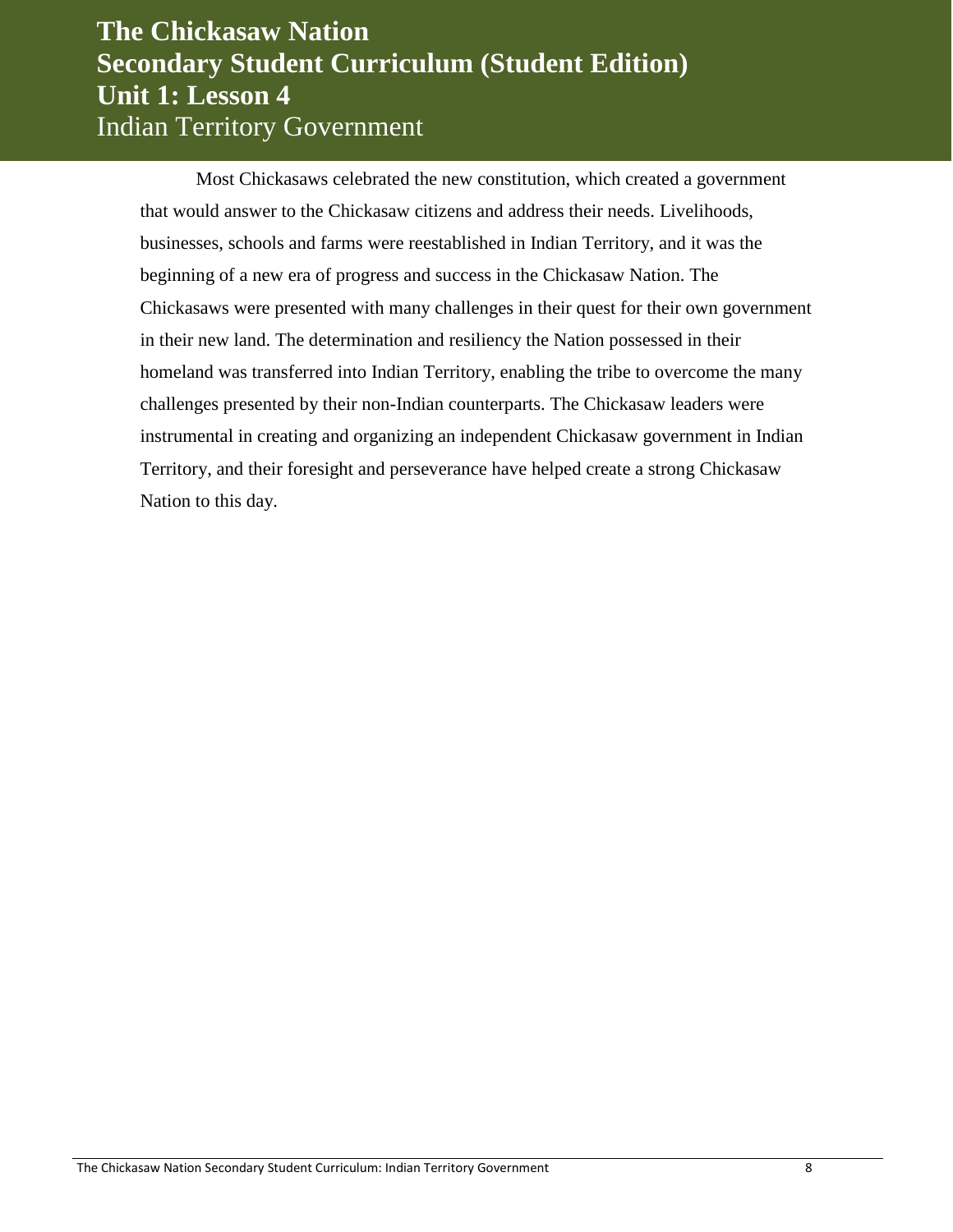# The Chickasaw Nation
# Secondary Student Curriculum (Student Edition)
# Unit 1: Lesson 4
## Indian Territory Government

Most Chickasaws celebrated the new constitution, which created a government that would answer to the Chickasaw citizens and address their needs. Livelihoods, businesses, schools and farms were reestablished in Indian Territory, and it was the beginning of a new era of progress and success in the Chickasaw Nation. The Chickasaws were presented with many challenges in their quest for their own government in their new land. The determination and resiliency the Nation possessed in their homeland was transferred into Indian Territory, enabling the tribe to overcome the many challenges presented by their non-Indian counterparts. The Chickasaw leaders were instrumental in creating and organizing an independent Chickasaw government in Indian Territory, and their foresight and perseverance have helped create a strong Chickasaw Nation to this day.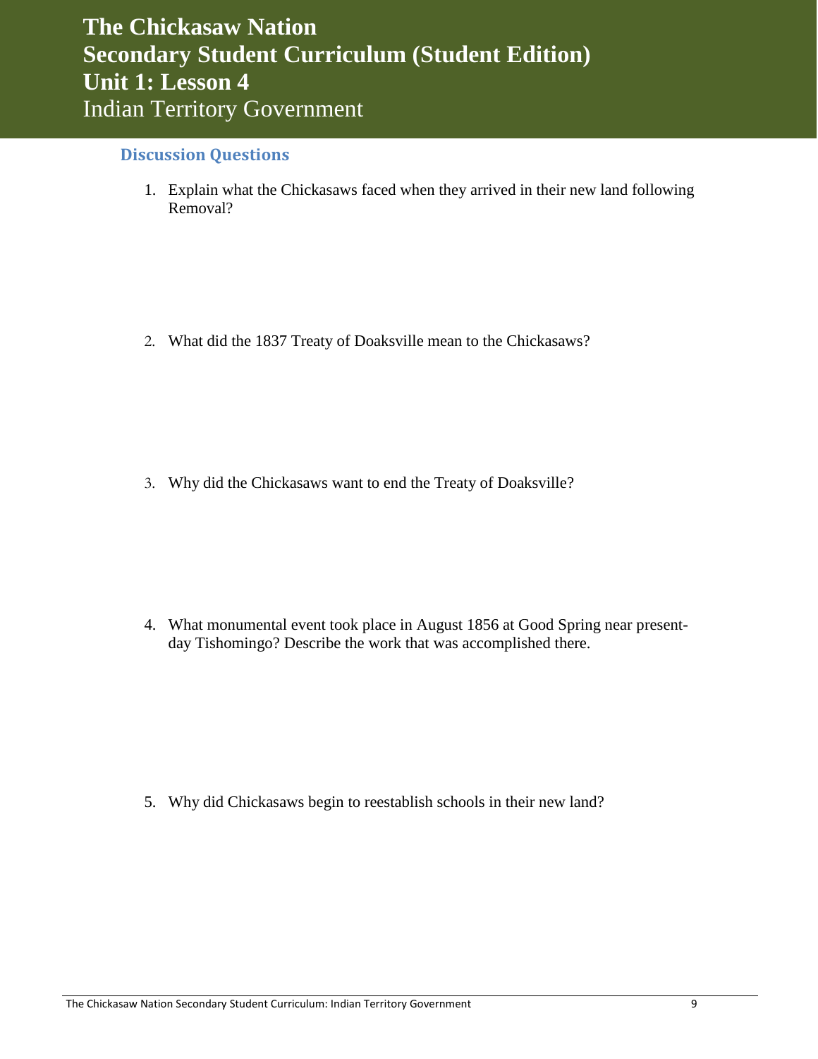# The Chickasaw Nation
# Secondary Student Curriculum (Student Edition)
# Unit 1: Lesson 4
## Indian Territory Government

### Discussion Questions

1. Explain what the Chickasaws faced when they arrived in their new land following Removal?

2. What did the 1837 Treaty of Doaksville mean to the Chickasaws?

3. Why did the Chickasaws want to end the Treaty of Doaksville?

4. What monumental event took place in August 1856 at Good Spring near present-day Tishomingo? Describe the work that was accomplished there.

5. Why did Chickasaws begin to reestablish schools in their new land?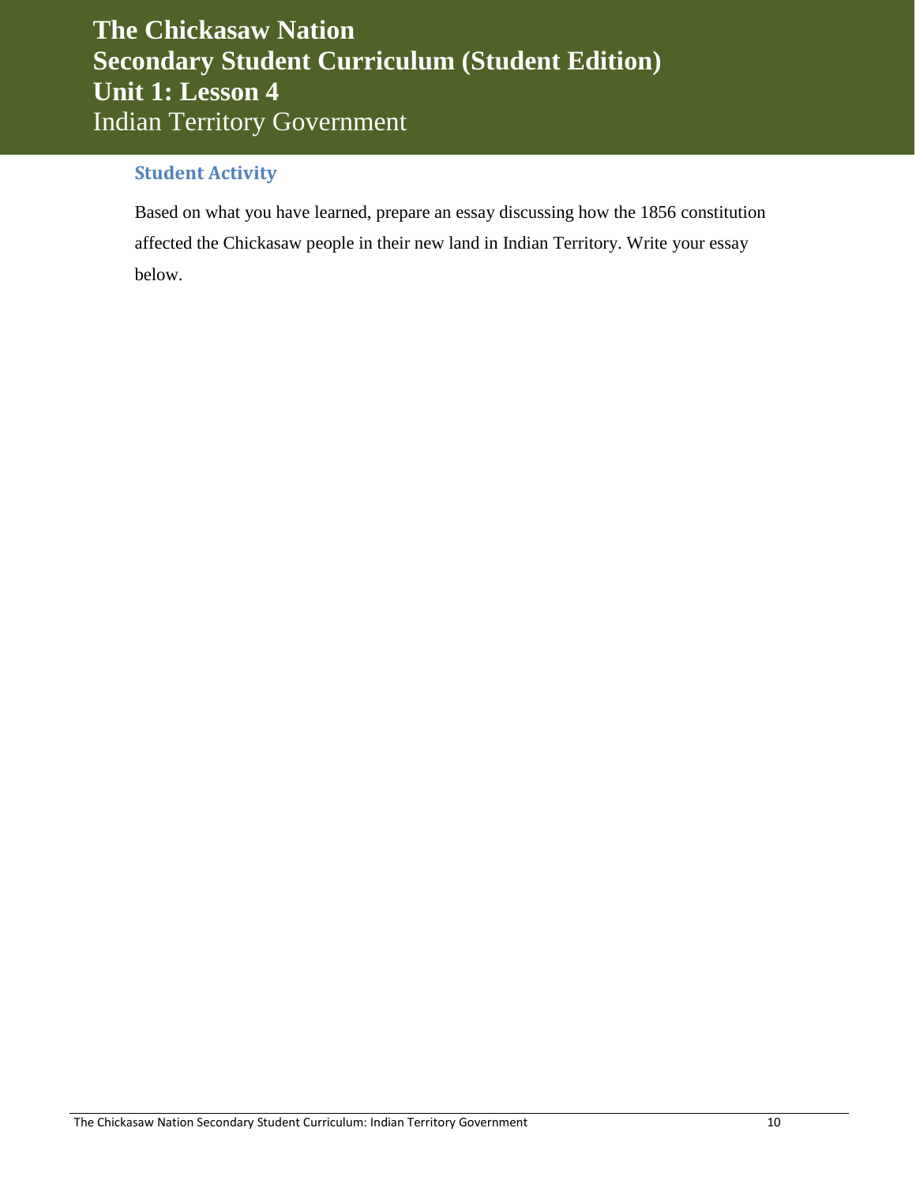# The Chickasaw Nation
# Secondary Student Curriculum (Student Edition)
# Unit 1: Lesson 4
Indian Territory Government

### Student Activity

Based on what you have learned, prepare an essay discussing how the 1856 constitution affected the Chickasaw people in their new land in Indian Territory. Write your essay below.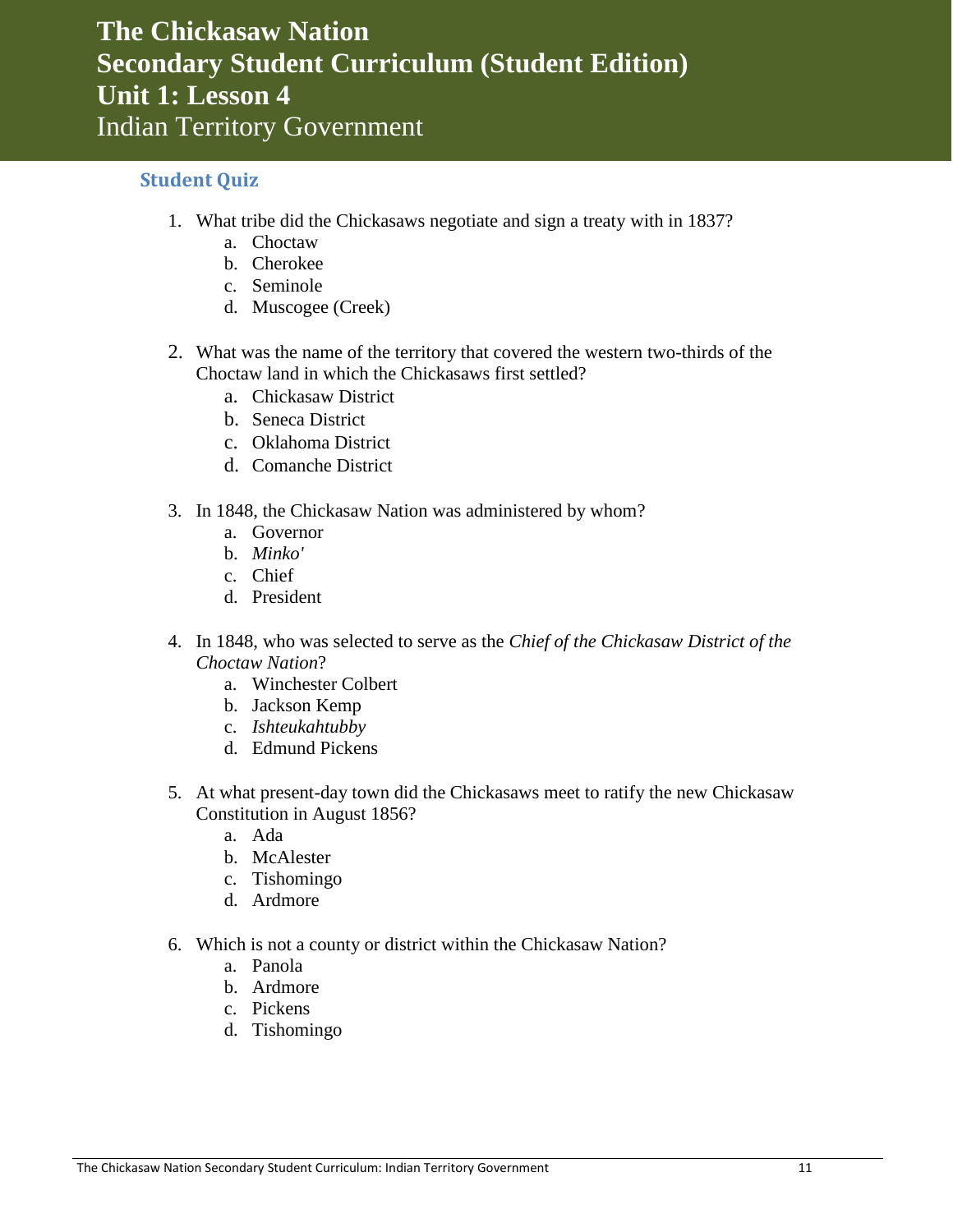# The Chickasaw Nation
# Secondary Student Curriculum (Student Edition)
# Unit 1: Lesson 4
## Indian Territory Government

### Student Quiz

1. What tribe did the Chickasaws negotiate and sign a treaty with in 1837?
   a. Choctaw
   b. Cherokee
   c. Seminole
   d. Muscogee (Creek)

2. What was the name of the territory that covered the western two-thirds of the Choctaw land in which the Chickasaws first settled?
   a. Chickasaw District
   b. Seneca District
   c. Oklahoma District
   d. Comanche District

3. In 1848, the Chickasaw Nation was administered by whom?
   a. Governor
   b. *Minko'*
   c. Chief
   d. President

4. In 1848, who was selected to serve as the *Chief of the Chickasaw District of the Choctaw Nation*?
   a. Winchester Colbert
   b. Jackson Kemp
   c. *Ishteukahtubby*
   d. Edmund Pickens

5. At what present-day town did the Chickasaws meet to ratify the new Chickasaw Constitution in August 1856?
   a. Ada
   b. McAlester
   c. Tishomingo
   d. Ardmore

6. Which is not a county or district within the Chickasaw Nation?
   a. Panola
   b. Ardmore
   c. Pickens
   d. Tishomingo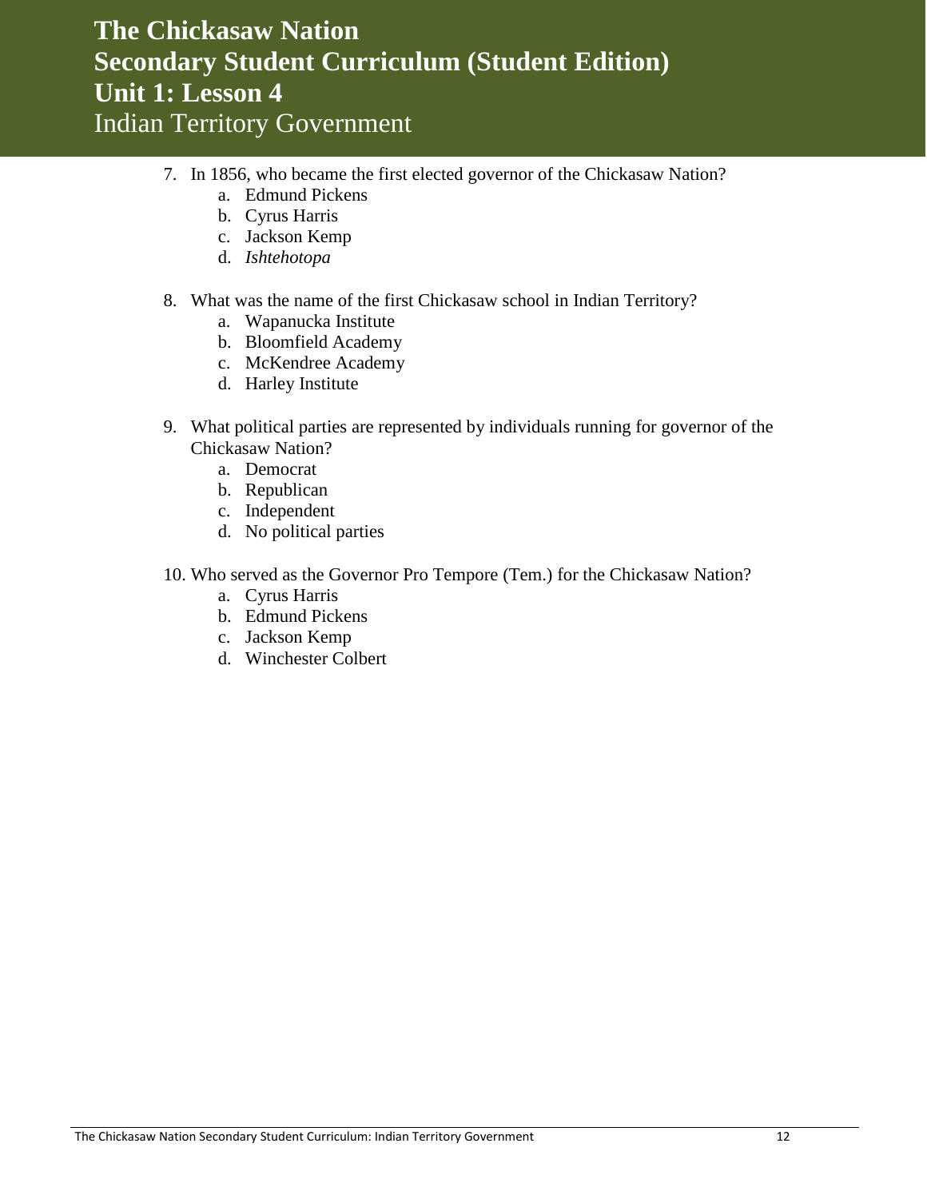7. In 1856, who became the first elected governor of the Chickasaw Nation?
   a. Edmund Pickens
   b. Cyrus Harris
   c. Jackson Kemp
   d. *Ishtehotopa*

8. What was the name of the first Chickasaw school in Indian Territory?
   a. Wapanucka Institute
   b. Bloomfield Academy
   c. McKendree Academy
   d. Harley Institute

9. What political parties are represented by individuals running for governor of the Chickasaw Nation?
   a. Democrat
   b. Republican
   c. Independent
   d. No political parties

10. Who served as the Governor Pro Tempore (Tem.) for the Chickasaw Nation?
    a. Cyrus Harris
    b. Edmund Pickens
    c. Jackson Kemp
    d. Winchester Colbert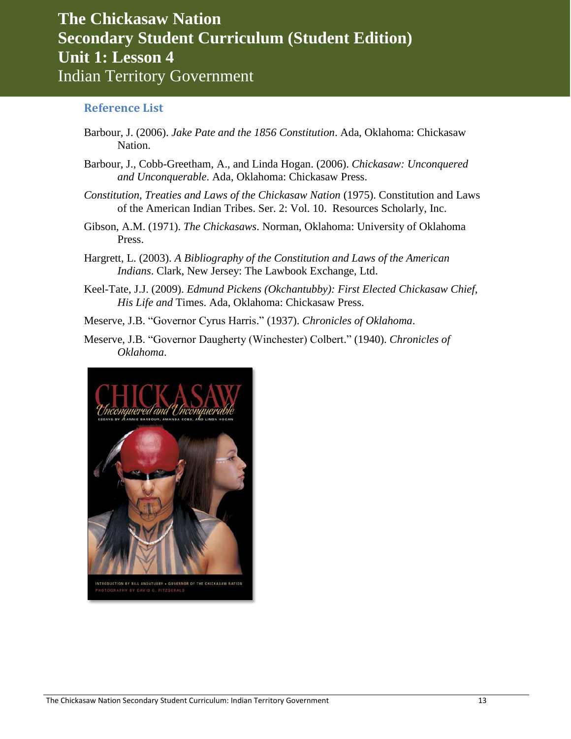# The Chickasaw Nation
# Secondary Student Curriculum (Student Edition)
# Unit 1: Lesson 4
## Indian Territory Government

### Reference List

Barbour, J. (2006). *Jake Pate and the 1856 Constitution*. Ada, Oklahoma: Chickasaw Nation.

Barbour, J., Cobb-Greetham, A., and Linda Hogan. (2006). *Chickasaw: Unconquered and Unconquerable*. Ada, Oklahoma: Chickasaw Press.

*Constitution, Treaties and Laws of the Chickasaw Nation* (1975). Constitution and Laws of the American Indian Tribes. Ser. 2: Vol. 10. Resources Scholarly, Inc.

Gibson, A.M. (1971). *The Chickasaws*. Norman, Oklahoma: University of Oklahoma Press.

Hargrett, L. (2003). *A Bibliography of the Constitution and Laws of the American Indians*. Clark, New Jersey: The Lawbook Exchange, Ltd.

Keel-Tate, J.J. (2009). *Edmund Pickens (Okchantubby): First Elected Chickasaw Chief, His Life and* Times. Ada, Oklahoma: Chickasaw Press.

Meserve, J.B. "Governor Cyrus Harris." (1937). *Chronicles of Oklahoma*.

Meserve, J.B. "Governor Daugherty (Winchester) Colbert." (1940). *Chronicles of Oklahoma*.